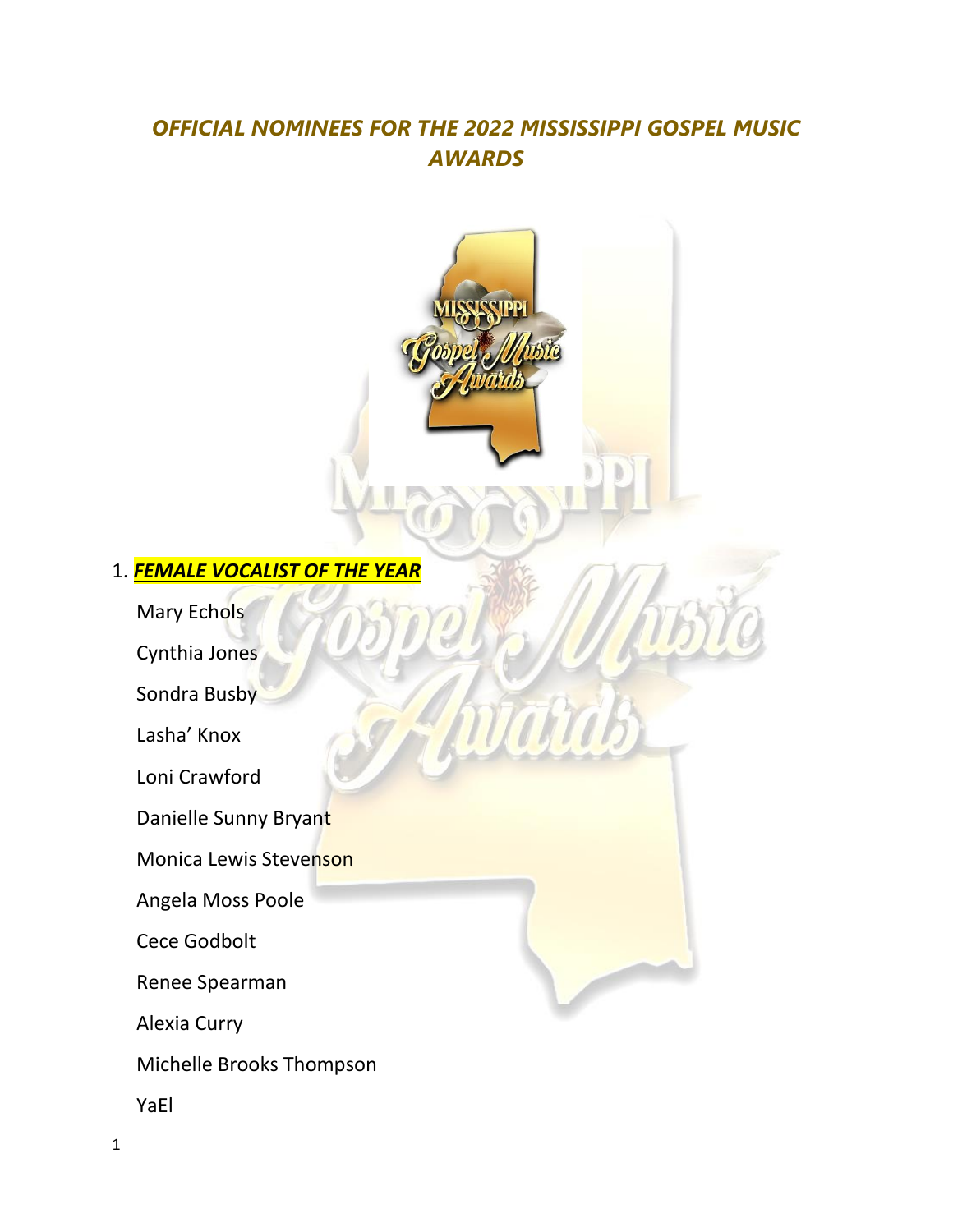# *OFFICIAL NOMINEES FOR THE 2022 MISSISSIPPI GOSPEL MUSIC AWARDS*

1. ***FEMALE VOCALIST OF THE YEAR***

   Mary Echols

   Cynthia Jones

   Sondra Busby

   Lasha' Knox

   Loni Crawford

   Danielle Sunny Bryant

   Monica Lewis Stevenson

   Angela Moss Poole

   Cece Godbolt

   Renee Spearman

   Alexia Curry

   Michelle Brooks Thompson

   YaEl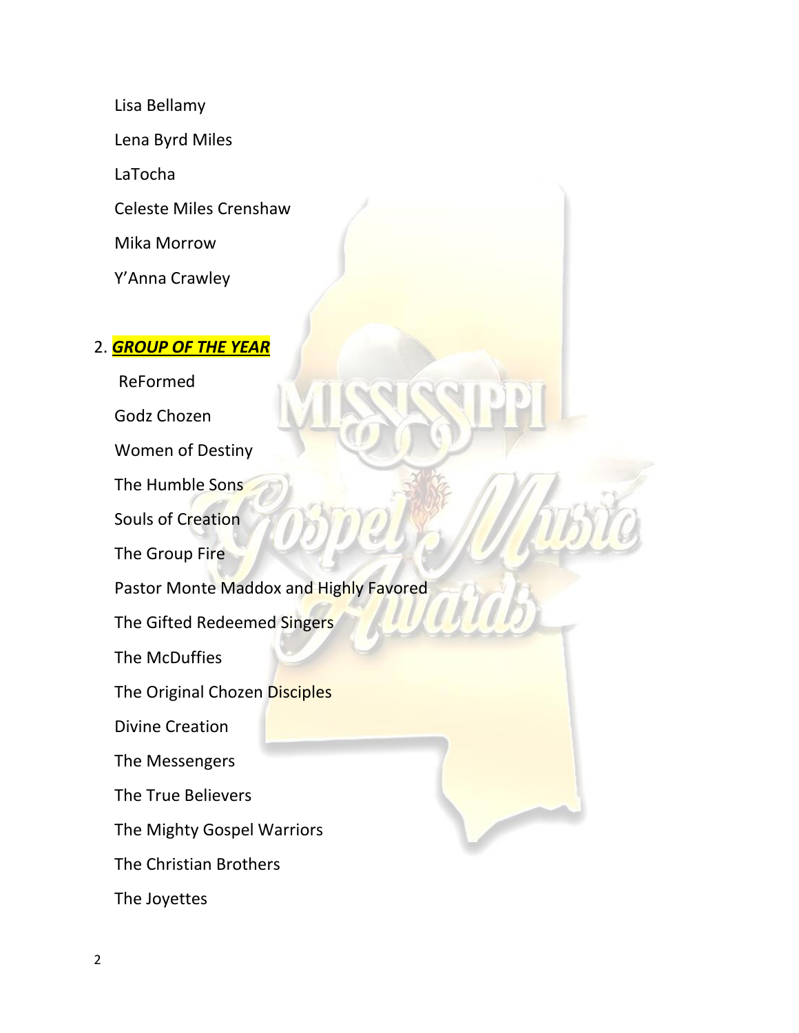Lisa Bellamy

Lena Byrd Miles

LaTocha

Celeste Miles Crenshaw

Mika Morrow

Y'Anna Crawley

2. ***GROUP OF THE YEAR***

ReFormed

Godz Chozen

Women of Destiny

The Humble Sons

Souls of Creation

The Group Fire

Pastor Monte Maddox and Highly Favored

The Gifted Redeemed Singers

The McDuffies

The Original Chozen Disciples

Divine Creation

The Messengers

The True Believers

The Mighty Gospel Warriors

The Christian Brothers

The Joyettes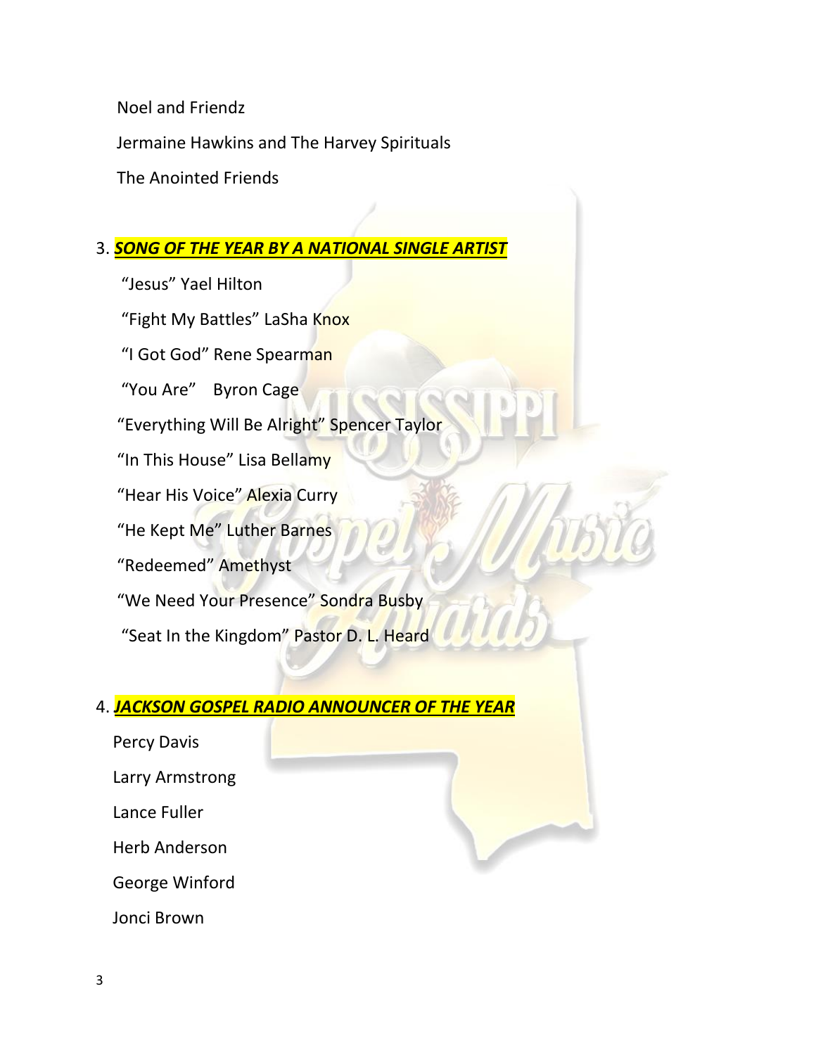Noel and Friendz

Jermaine Hawkins and The Harvey Spirituals

The Anointed Friends

3. ***SONG OF THE YEAR BY A NATIONAL SINGLE ARTIST***

"Jesus" Yael Hilton

"Fight My Battles" LaSha Knox

"I Got God" Rene Spearman

"You Are" Byron Cage

"Everything Will Be Alright" Spencer Taylor

"In This House" Lisa Bellamy

"Hear His Voice" Alexia Curry

"He Kept Me" Luther Barnes

"Redeemed" Amethyst

"We Need Your Presence" Sondra Busby

"Seat In the Kingdom" Pastor D. L. Heard

4. ***JACKSON GOSPEL RADIO ANNOUNCER OF THE YEAR***

Percy Davis

Larry Armstrong

Lance Fuller

Herb Anderson

George Winford

Jonci Brown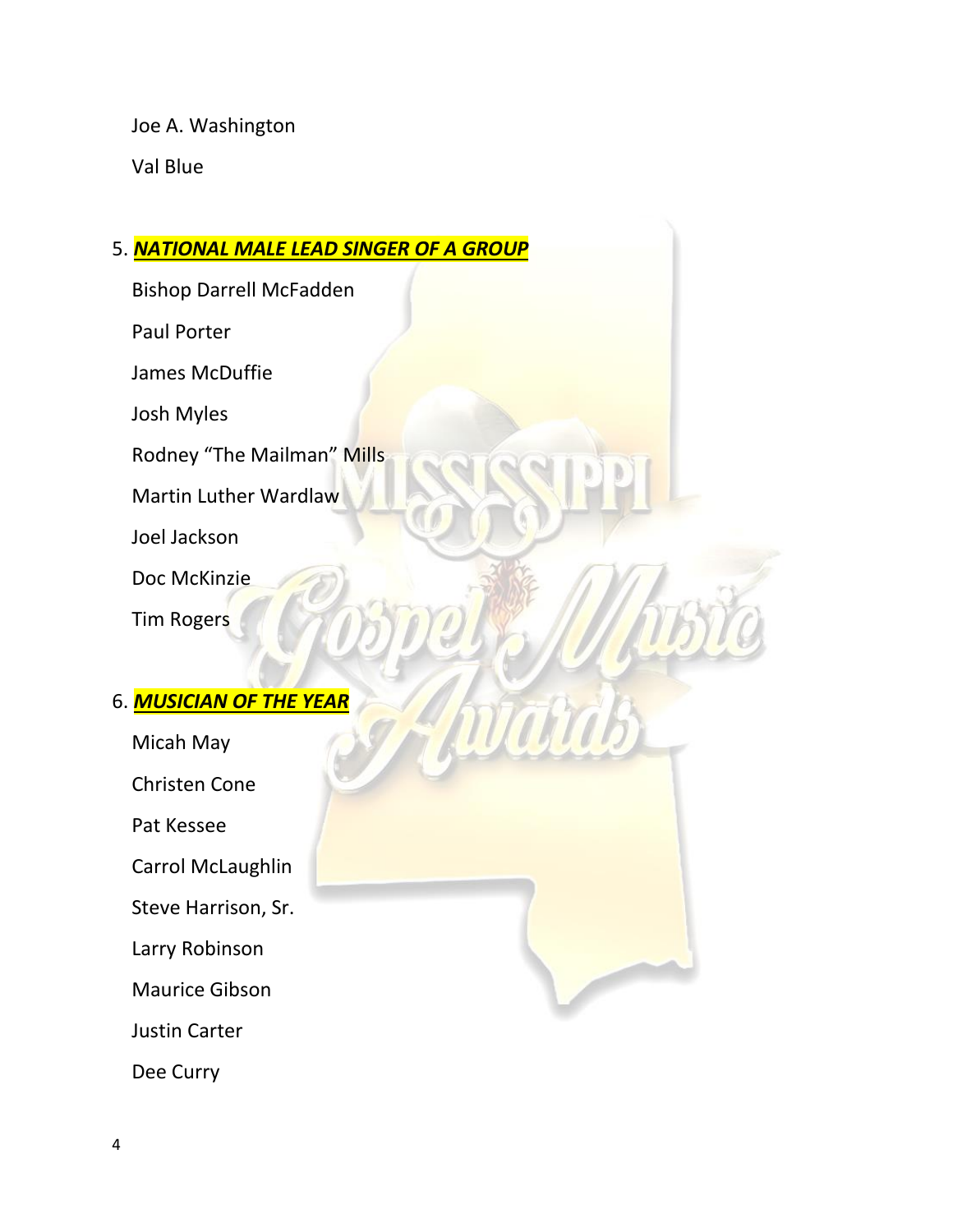Joe A. Washington

Val Blue

5. ***NATIONAL MALE LEAD SINGER OF A GROUP***

Bishop Darrell McFadden

Paul Porter

James McDuffie

Josh Myles

Rodney "The Mailman" Mills

Martin Luther Wardlaw

Joel Jackson

Doc McKinzie

Tim Rogers

6. ***MUSICIAN OF THE YEAR***

Micah May

Christen Cone

Pat Kessee

Carrol McLaughlin

Steve Harrison, Sr.

Larry Robinson

Maurice Gibson

Justin Carter

Dee Curry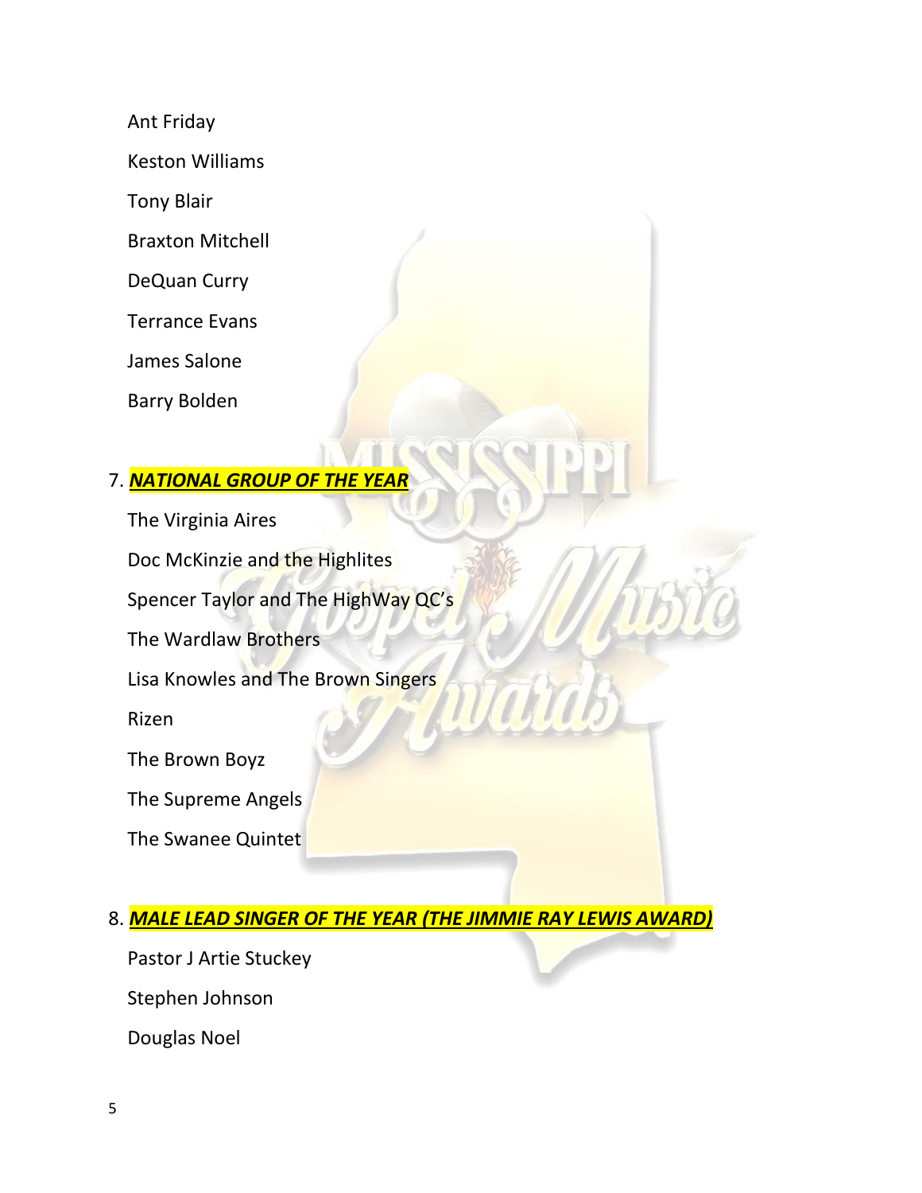Ant Friday

Keston Williams

Tony Blair

Braxton Mitchell

DeQuan Curry

Terrance Evans

James Salone

Barry Bolden

7. ***NATIONAL GROUP OF THE YEAR***

The Virginia Aires

Doc McKinzie and the Highlites

Spencer Taylor and The HighWay QC's

The Wardlaw Brothers

Lisa Knowles and The Brown Singers

Rizen

The Brown Boyz

The Supreme Angels

The Swanee Quintet

8. ***MALE LEAD SINGER OF THE YEAR (THE JIMMIE RAY LEWIS AWARD)***

Pastor J Artie Stuckey

Stephen Johnson

Douglas Noel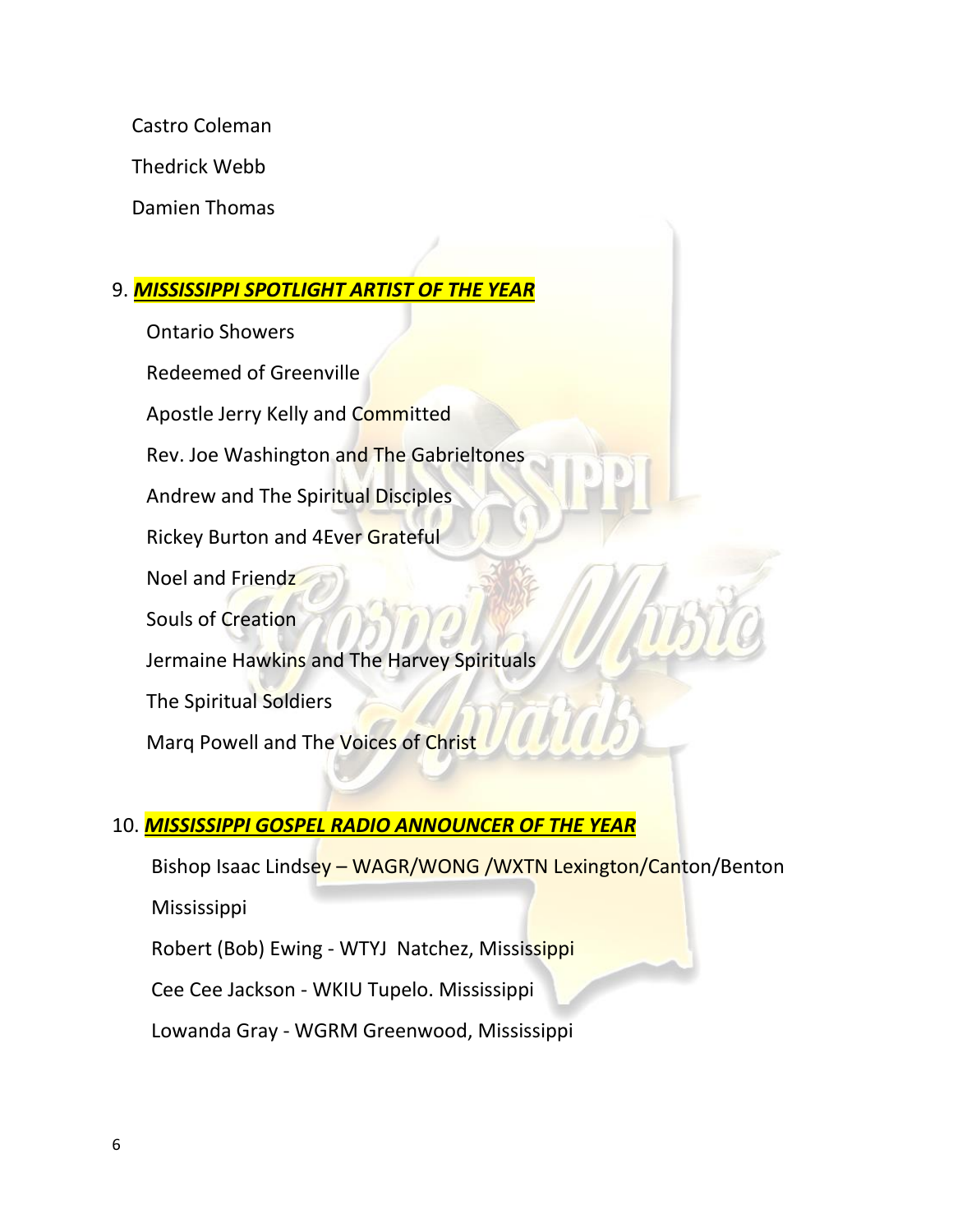Castro Coleman

Thedrick Webb

Damien Thomas

9. ***MISSISSIPPI SPOTLIGHT ARTIST OF THE YEAR***

Ontario Showers

Redeemed of Greenville

Apostle Jerry Kelly and Committed

Rev. Joe Washington and The Gabrieltones

Andrew and The Spiritual Disciples

Rickey Burton and 4Ever Grateful

Noel and Friendz

Souls of Creation

Jermaine Hawkins and The Harvey Spirituals

The Spiritual Soldiers

Marq Powell and The Voices of Christ

10. ***MISSISSIPPI GOSPEL RADIO ANNOUNCER OF THE YEAR***

Bishop Isaac Lindsey – WAGR/WONG /WXTN Lexington/Canton/Benton Mississippi

Robert (Bob) Ewing - WTYJ Natchez, Mississippi

Cee Cee Jackson - WKIU Tupelo. Mississippi

Lowanda Gray - WGRM Greenwood, Mississippi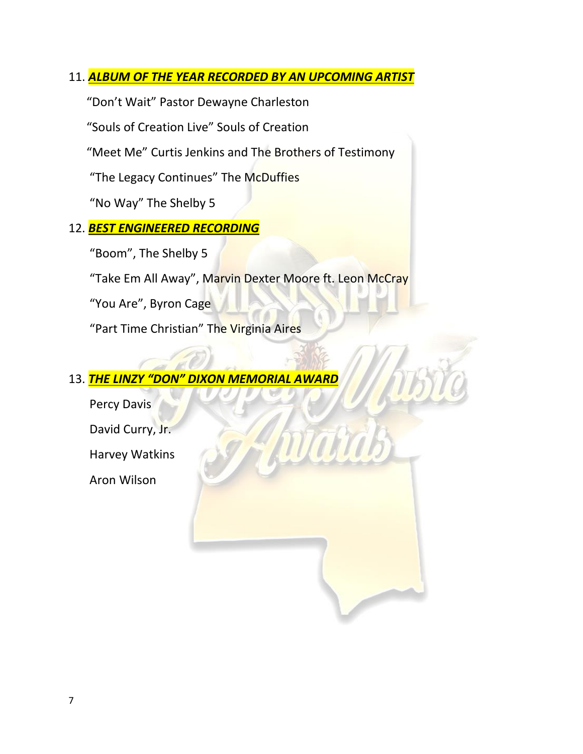11. ***ALBUM OF THE YEAR RECORDED BY AN UPCOMING ARTIST***

“Don’t Wait” Pastor Dewayne Charleston

“Souls of Creation Live” Souls of Creation

“Meet Me” Curtis Jenkins and The Brothers of Testimony

“The Legacy Continues” The McDuffies

“No Way” The Shelby 5

12. ***BEST ENGINEERED RECORDING***

“Boom”, The Shelby 5

“Take Em All Away”, Marvin Dexter Moore ft. Leon McCray

“You Are”, Byron Cage

“Part Time Christian” The Virginia Aires

13. ***THE LINZY “DON” DIXON MEMORIAL AWARD***

Percy Davis

David Curry, Jr.

Harvey Watkins

Aron Wilson